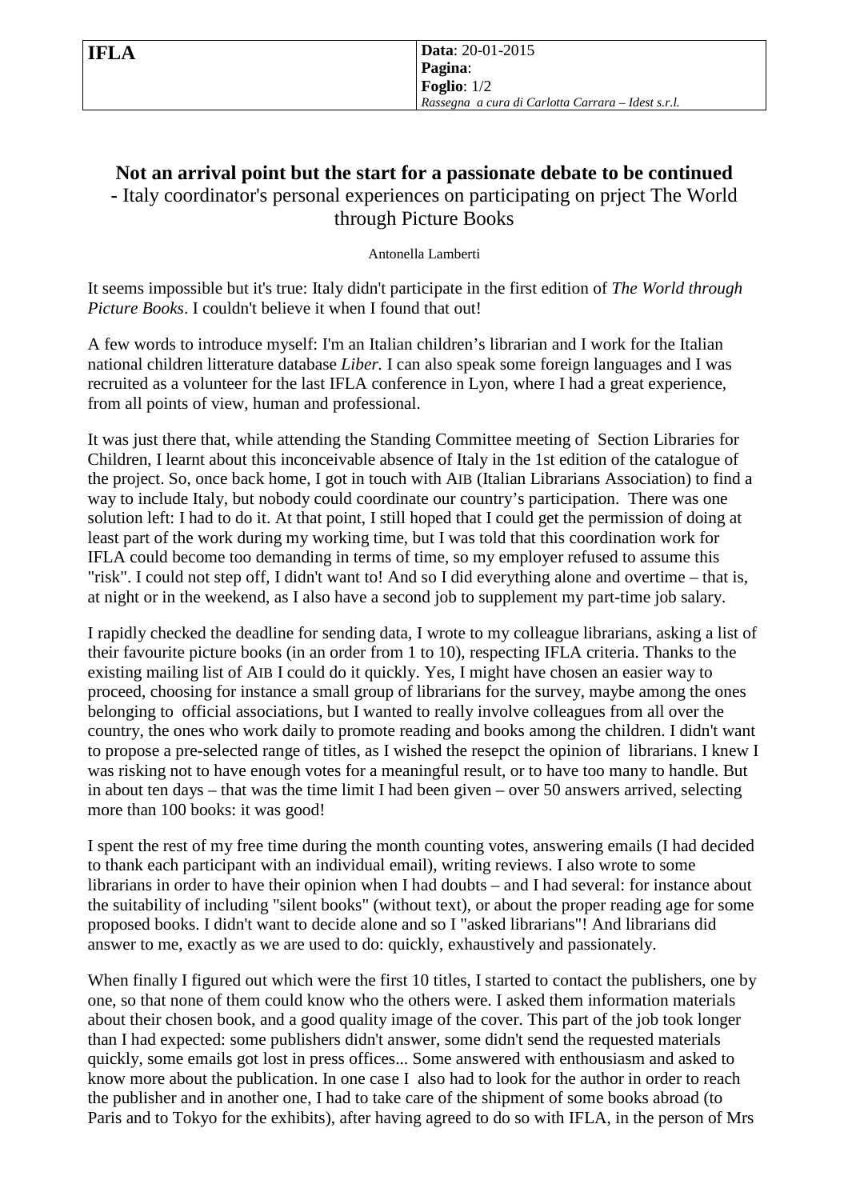# Not an arrival point but the start for a passionate debate to be continued

- Italy coordinator's personal experiences on participating on prject The World through Picture Books

Antonella Lamberti

It seems impossible but it's true: Italy didn't participate in the first edition of *The World through Picture Books*. I couldn't believe it when I found that out!

A few words to introduce myself: I'm an Italian children's librarian and I work for the Italian national children litterature database *Liber.* I can also speak some foreign languages and I was recruited as a volunteer for the last IFLA conference in Lyon, where I had a great experience, from all points of view, human and professional.

It was just there that, while attending the Standing Committee meeting of Section Libraries for Children, I learnt about this inconceivable absence of Italy in the 1st edition of the catalogue of the project. So, once back home, I got in touch with AIB (Italian Librarians Association) to find a way to include Italy, but nobody could coordinate our country's participation. There was one solution left: I had to do it. At that point, I still hoped that I could get the permission of doing at least part of the work during my working time, but I was told that this coordination work for IFLA could become too demanding in terms of time, so my employer refused to assume this "risk". I could not step off, I didn't want to! And so I did everything alone and overtime – that is, at night or in the weekend, as I also have a second job to supplement my part-time job salary.

I rapidly checked the deadline for sending data, I wrote to my colleague librarians, asking a list of their favourite picture books (in an order from 1 to 10), respecting IFLA criteria. Thanks to the existing mailing list of AIB I could do it quickly. Yes, I might have chosen an easier way to proceed, choosing for instance a small group of librarians for the survey, maybe among the ones belonging to official associations, but I wanted to really involve colleagues from all over the country, the ones who work daily to promote reading and books among the children. I didn't want to propose a pre-selected range of titles, as I wished the resepct the opinion of librarians. I knew I was risking not to have enough votes for a meaningful result, or to have too many to handle. But in about ten days – that was the time limit I had been given – over 50 answers arrived, selecting more than 100 books: it was good!

I spent the rest of my free time during the month counting votes, answering emails (I had decided to thank each participant with an individual email), writing reviews. I also wrote to some librarians in order to have their opinion when I had doubts – and I had several: for instance about the suitability of including "silent books" (without text), or about the proper reading age for some proposed books. I didn't want to decide alone and so I "asked librarians"! And librarians did answer to me, exactly as we are used to do: quickly, exhaustively and passionately.

When finally I figured out which were the first 10 titles, I started to contact the publishers, one by one, so that none of them could know who the others were. I asked them information materials about their chosen book, and a good quality image of the cover. This part of the job took longer than I had expected: some publishers didn't answer, some didn't send the requested materials quickly, some emails got lost in press offices... Some answered with enthusiasm and asked to know more about the publication. In one case I also had to look for the author in order to reach the publisher and in another one, I had to take care of the shipment of some books abroad (to Paris and to Tokyo for the exhibits), after having agreed to do so with IFLA, in the person of Mrs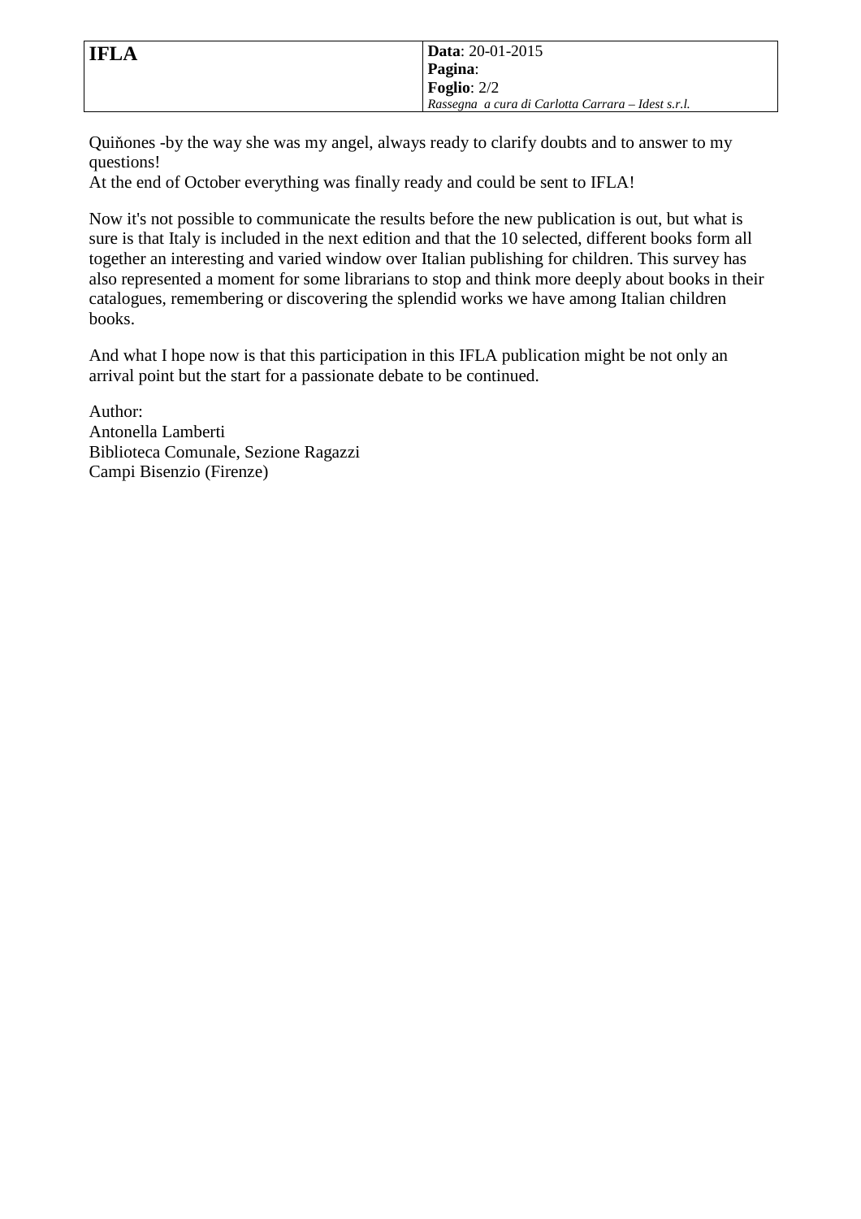Quiňones -by the way she was my angel, always ready to clarify doubts and to answer to my questions!
At the end of October everything was finally ready and could be sent to IFLA!

Now it's not possible to communicate the results before the new publication is out, but what is sure is that Italy is included in the next edition and that the 10 selected, different books form all together an interesting and varied window over Italian publishing for children. This survey has also represented a moment for some librarians to stop and think more deeply about books in their catalogues, remembering or discovering the splendid works we have among Italian children books.

And what I hope now is that this participation in this IFLA publication might be not only an arrival point but the start for a passionate debate to be continued.

Author:
Antonella Lamberti
Biblioteca Comunale, Sezione Ragazzi
Campi Bisenzio (Firenze)